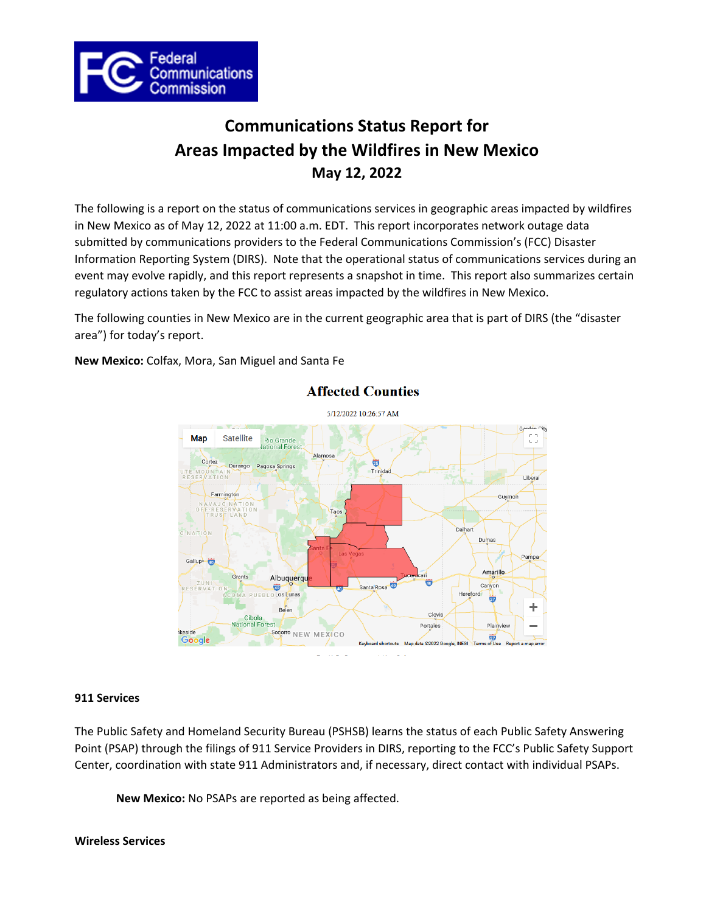# Communications Status Report for Areas Impacted by the Wildfires in New Mexico
## May 12, 2022

The following is a report on the status of communications services in geographic areas impacted by wildfires in New Mexico as of May 12, 2022 at 11:00 a.m. EDT. This report incorporates network outage data submitted by communications providers to the Federal Communications Commission's (FCC) Disaster Information Reporting System (DIRS). Note that the operational status of communications services during an event may evolve rapidly, and this report represents a snapshot in time. This report also summarizes certain regulatory actions taken by the FCC to assist areas impacted by the wildfires in New Mexico.

The following counties in New Mexico are in the current geographic area that is part of DIRS (the "disaster area") for today's report.

**New Mexico:** Colfax, Mora, San Miguel and Santa Fe

**Affected Counties**

5/12/2022 10:26:57 AM

### 911 Services

The Public Safety and Homeland Security Bureau (PSHSB) learns the status of each Public Safety Answering Point (PSAP) through the filings of 911 Service Providers in DIRS, reporting to the FCC's Public Safety Support Center, coordination with state 911 Administrators and, if necessary, direct contact with individual PSAPs.

**New Mexico:** No PSAPs are reported as being affected.

### Wireless Services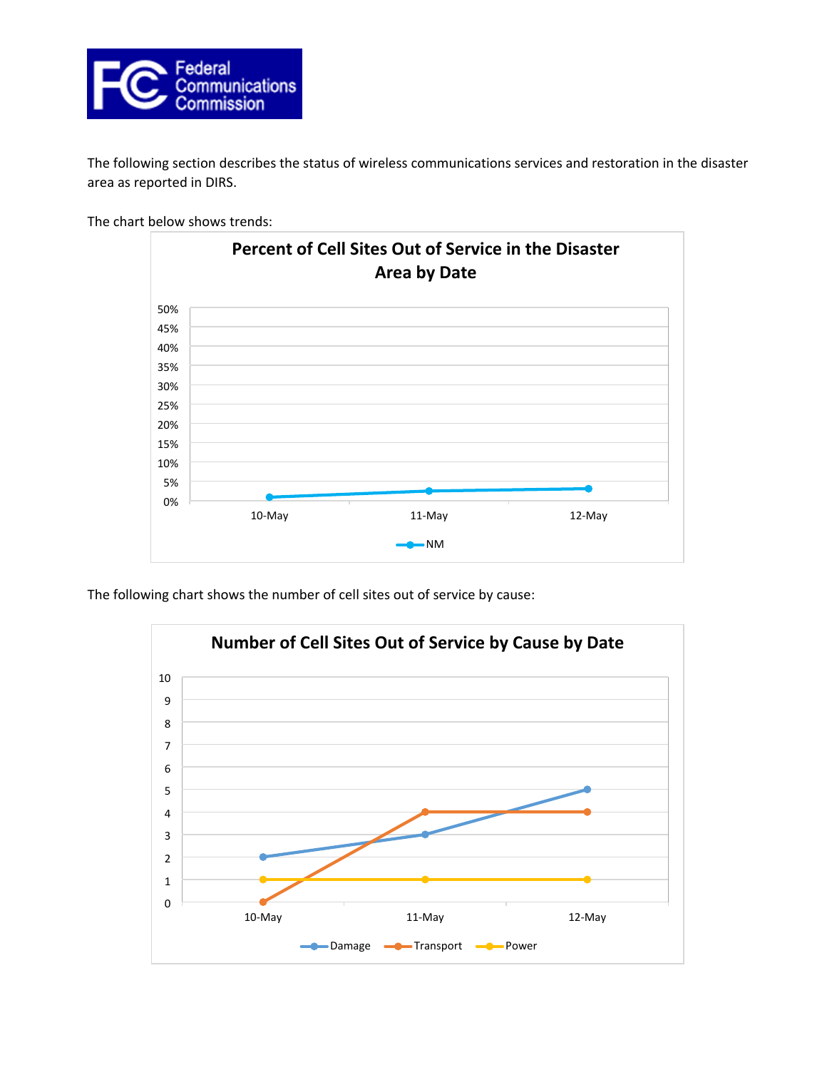The following section describes the status of wireless communications services and restoration in the disaster area as reported in DIRS.

The chart below shows trends:

**Percent of Cell Sites Out of Service in the Disaster Area by Date**

The following chart shows the number of cell sites out of service by cause:

**Number of Cell Sites Out of Service by Cause by Date**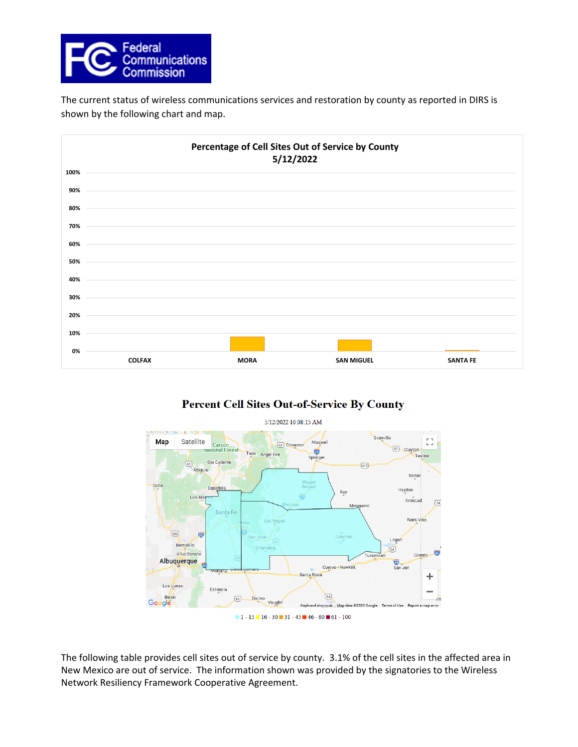The current status of wireless communications services and restoration by county as reported in DIRS is shown by the following chart and map.

**Percentage of Cell Sites Out of Service by County**
**5/12/2022**

**Percent Cell Sites Out-of-Service By County**

5/12/2022 10:08:15 AM

1 - 15 | 16 - 30 | 31 - 45 | 46 - 60 | 61 - 100

The following table provides cell sites out of service by county. 3.1% of the cell sites in the affected area in New Mexico are out of service. The information shown was provided by the signatories to the Wireless Network Resiliency Framework Cooperative Agreement.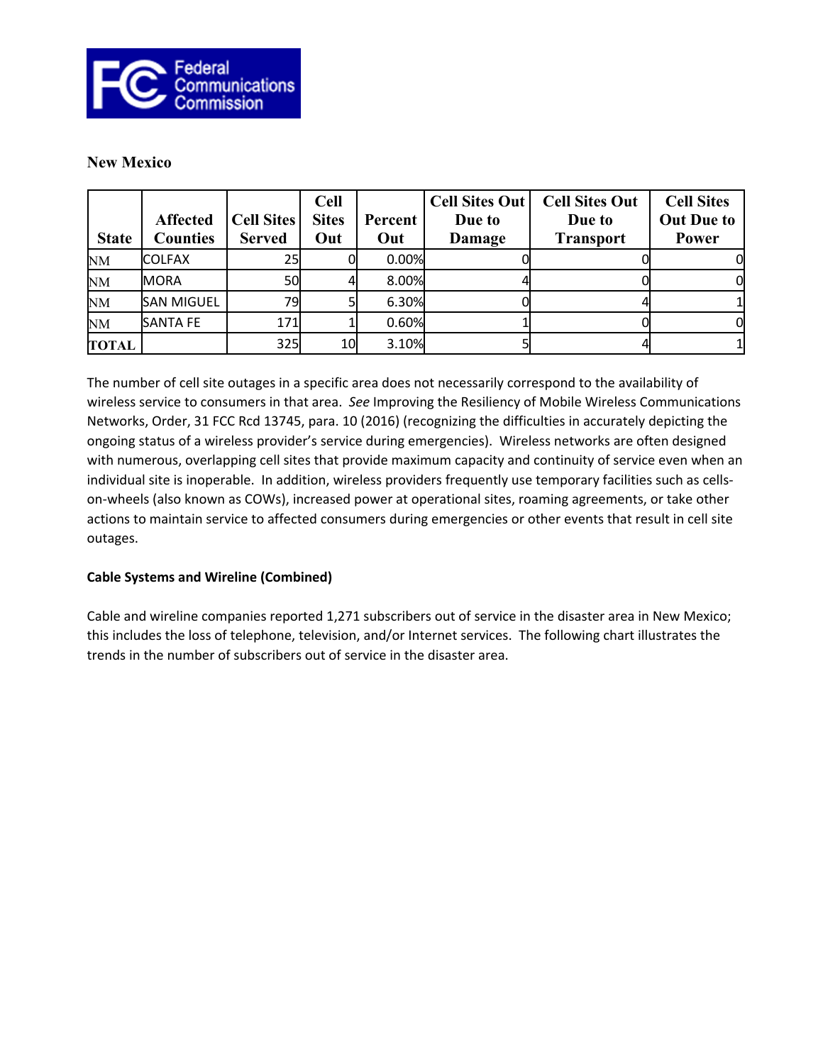## New Mexico

| State | Affected Counties | Cell Sites Served | Cell Sites Out | Percent Out | Cell Sites Out Due to Damage | Cell Sites Out Due to Transport | Cell Sites Out Due to Power |
|---|---|---|---|---|---|---|---|
| NM | COLFAX | 25 | 0 | 0.00% | 0 | 0 | 0 |
| NM | MORA | 50 | 4 | 8.00% | 4 | 0 | 0 |
| NM | SAN MIGUEL | 79 | 5 | 6.30% | 0 | 4 | 1 |
| NM | SANTA FE | 171 | 1 | 0.60% | 1 | 0 | 0 |
| TOTAL | | 325 | 10 | 3.10% | 5 | 4 | 1 |

The number of cell site outages in a specific area does not necessarily correspond to the availability of wireless service to consumers in that area. *See* Improving the Resiliency of Mobile Wireless Communications Networks, Order, 31 FCC Rcd 13745, para. 10 (2016) (recognizing the difficulties in accurately depicting the ongoing status of a wireless provider's service during emergencies). Wireless networks are often designed with numerous, overlapping cell sites that provide maximum capacity and continuity of service even when an individual site is inoperable. In addition, wireless providers frequently use temporary facilities such as cells-on-wheels (also known as COWs), increased power at operational sites, roaming agreements, or take other actions to maintain service to affected consumers during emergencies or other events that result in cell site outages.

**Cable Systems and Wireline (Combined)**

Cable and wireline companies reported 1,271 subscribers out of service in the disaster area in New Mexico; this includes the loss of telephone, television, and/or Internet services. The following chart illustrates the trends in the number of subscribers out of service in the disaster area.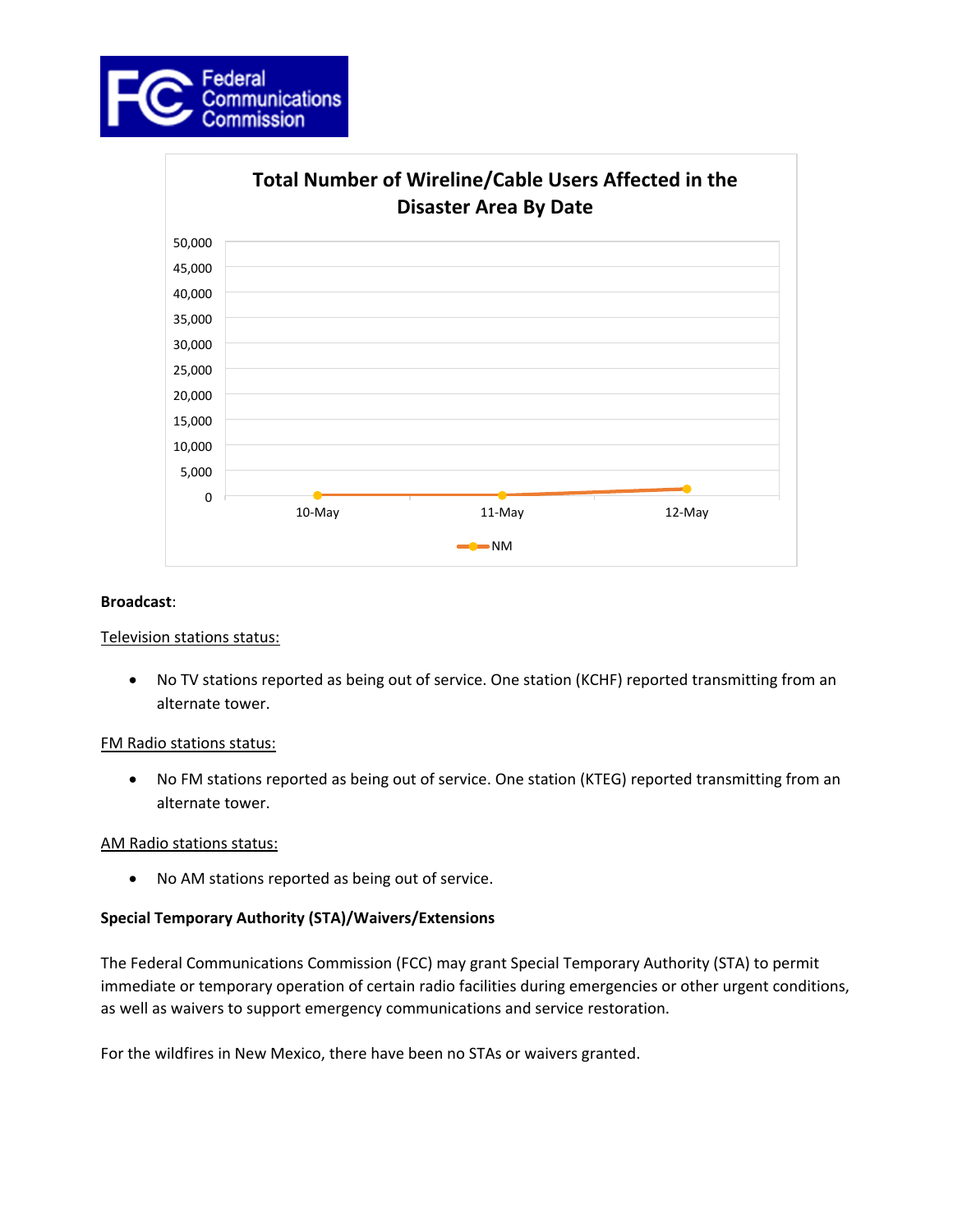Total Number of Wireline/Cable Users Affected in the Disaster Area By Date

50,000
45,000
40,000
35,000
30,000
25,000
20,000
15,000
10,000
5,000
0

10-May
11-May
12-May

NM

**Broadcast**:

<u>Television stations status:</u>

- No TV stations reported as being out of service. One station (KCHF) reported transmitting from an alternate tower.

<u>FM Radio stations status:</u>

- No FM stations reported as being out of service. One station (KTEG) reported transmitting from an alternate tower.

<u>AM Radio stations status:</u>

- No AM stations reported as being out of service.

**Special Temporary Authority (STA)/Waivers/Extensions**

The Federal Communications Commission (FCC) may grant Special Temporary Authority (STA) to permit immediate or temporary operation of certain radio facilities during emergencies or other urgent conditions, as well as waivers to support emergency communications and service restoration.

For the wildfires in New Mexico, there have been no STAs or waivers granted.